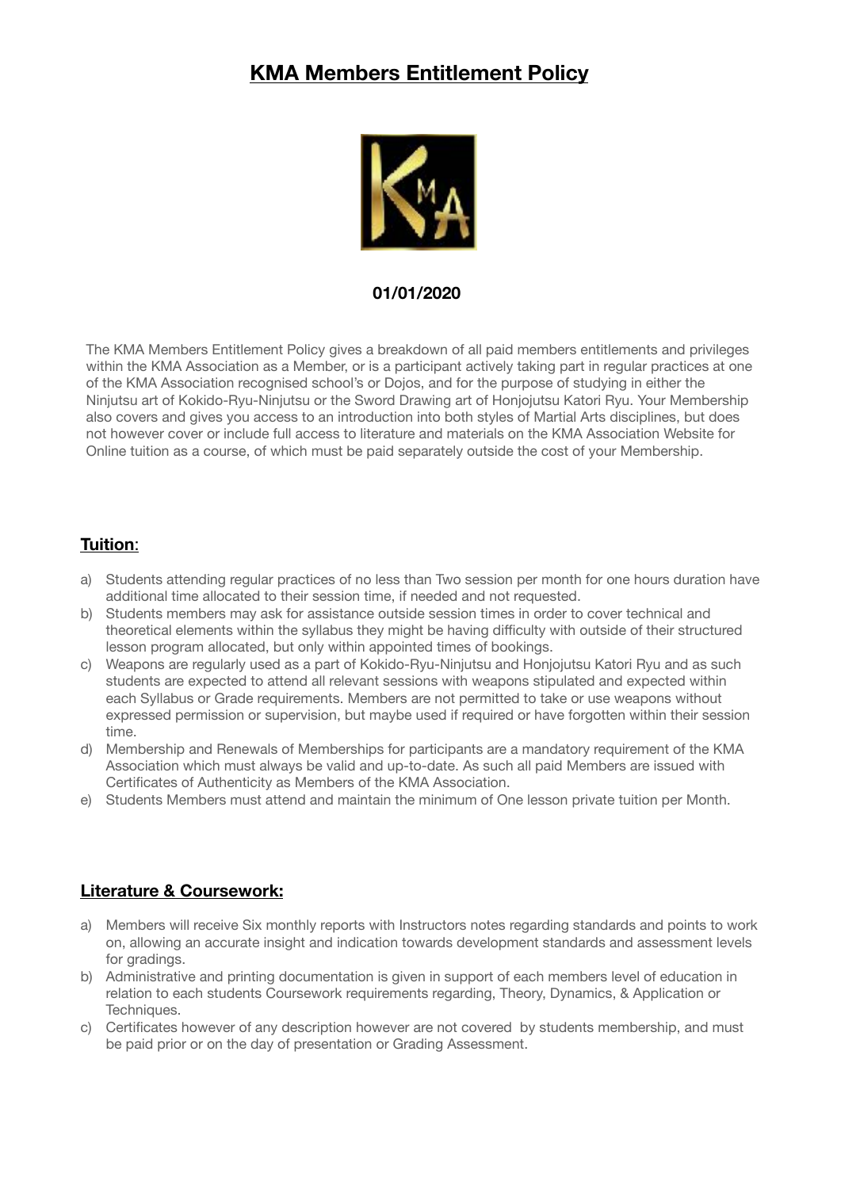# KMA Members Entitlement Policy

**01/01/2020**

The KMA Members Entitlement Policy gives a breakdown of all paid members entitlements and privileges within the KMA Association as a Member, or is a participant actively taking part in regular practices at one of the KMA Association recognised school's or Dojos, and for the purpose of studying in either the Ninjutsu art of Kokido-Ryu-Ninjutsu or the Sword Drawing art of Honjojutsu Katori Ryu. Your Membership also covers and gives you access to an introduction into both styles of Martial Arts disciplines, but does not however cover or include full access to literature and materials on the KMA Association Website for Online tuition as a course, of which must be paid separately outside the cost of your Membership.

## **Tuition**:

a) Students attending regular practices of no less than Two session per month for one hours duration have additional time allocated to their session time, if needed and not requested.
b) Students members may ask for assistance outside session times in order to cover technical and theoretical elements within the syllabus they might be having difficulty with outside of their structured lesson program allocated, but only within appointed times of bookings.
c) Weapons are regularly used as a part of Kokido-Ryu-Ninjutsu and Honjojutsu Katori Ryu and as such students are expected to attend all relevant sessions with weapons stipulated and expected within each Syllabus or Grade requirements. Members are not permitted to take or use weapons without expressed permission or supervision, but maybe used if required or have forgotten within their session time.
d) Membership and Renewals of Memberships for participants are a mandatory requirement of the KMA Association which must always be valid and up-to-date. As such all paid Members are issued with Certificates of Authenticity as Members of the KMA Association.
e) Students Members must attend and maintain the minimum of One lesson private tuition per Month.

## **Literature & Coursework:**

a) Members will receive Six monthly reports with Instructors notes regarding standards and points to work on, allowing an accurate insight and indication towards development standards and assessment levels for gradings.
b) Administrative and printing documentation is given in support of each members level of education in relation to each students Coursework requirements regarding, Theory, Dynamics, & Application or Techniques.
c) Certificates however of any description however are not covered by students membership, and must be paid prior or on the day of presentation or Grading Assessment.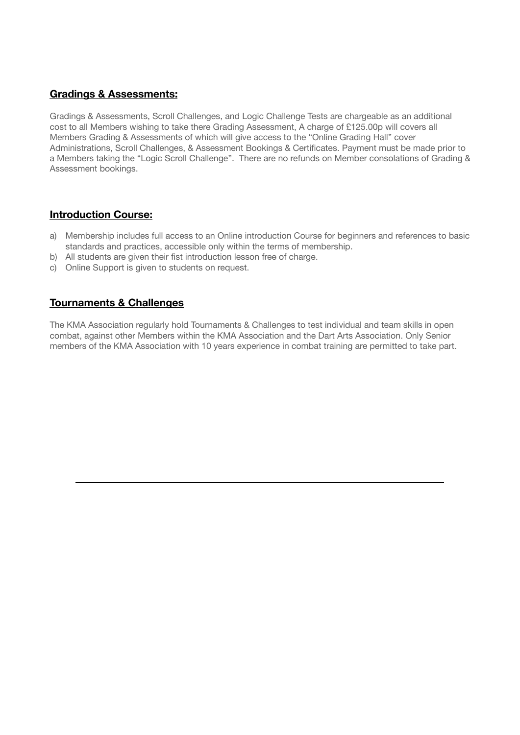## **Gradings & Assessments:**

Gradings & Assessments, Scroll Challenges, and Logic Challenge Tests are chargeable as an additional cost to all Members wishing to take there Grading Assessment, A charge of £125.00p will covers all Members Grading & Assessments of which will give access to the "Online Grading Hall" cover Administrations, Scroll Challenges, & Assessment Bookings & Certificates. Payment must be made prior to a Members taking the "Logic Scroll Challenge". There are no refunds on Member consolations of Grading & Assessment bookings.

## **Introduction Course:**

a) Membership includes full access to an Online introduction Course for beginners and references to basic standards and practices, accessible only within the terms of membership.
b) All students are given their fist introduction lesson free of charge.
c) Online Support is given to students on request.

## **Tournaments & Challenges**

The KMA Association regularly hold Tournaments & Challenges to test individual and team skills in open combat, against other Members within the KMA Association and the Dart Arts Association. Only Senior members of the KMA Association with 10 years experience in combat training are permitted to take part.

---